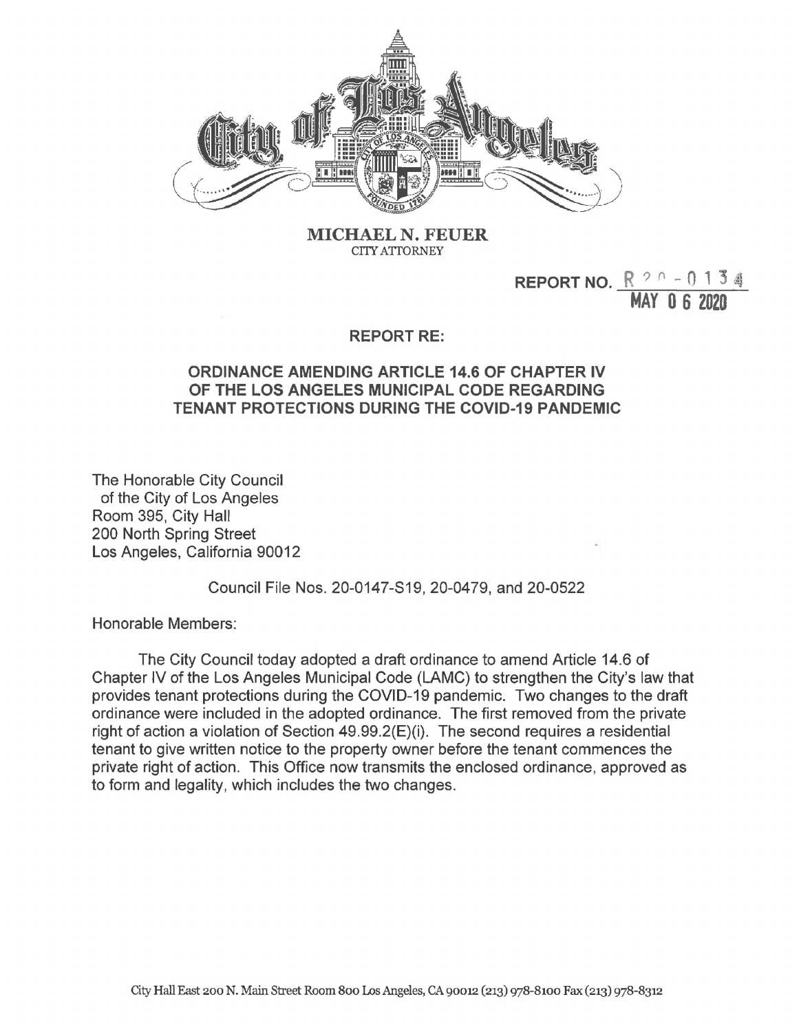**MICHAEL N. FEUER**
CITY ATTORNEY

REPORT NO. R 20 - 0134
MAY 06 2020

## REPORT RE:

## ORDINANCE AMENDING ARTICLE 14.6 OF CHAPTER IV OF THE LOS ANGELES MUNICIPAL CODE REGARDING TENANT PROTECTIONS DURING THE COVID-19 PANDEMIC

The Honorable City Council
of the City of Los Angeles
Room 395, City Hall
200 North Spring Street
Los Angeles, California 90012

Council File Nos. 20-0147-S19, 20-0479, and 20-0522

Honorable Members:

The City Council today adopted a draft ordinance to amend Article 14.6 of Chapter IV of the Los Angeles Municipal Code (LAMC) to strengthen the City's law that provides tenant protections during the COVID-19 pandemic. Two changes to the draft ordinance were included in the adopted ordinance. The first removed from the private right of action a violation of Section 49.99.2(E)(i). The second requires a residential tenant to give written notice to the property owner before the tenant commences the private right of action. This Office now transmits the enclosed ordinance, approved as to form and legality, which includes the two changes.

City Hall East 200 N. Main Street Room 800 Los Angeles, CA 90012 (213) 978-8100 Fax (213) 978-8312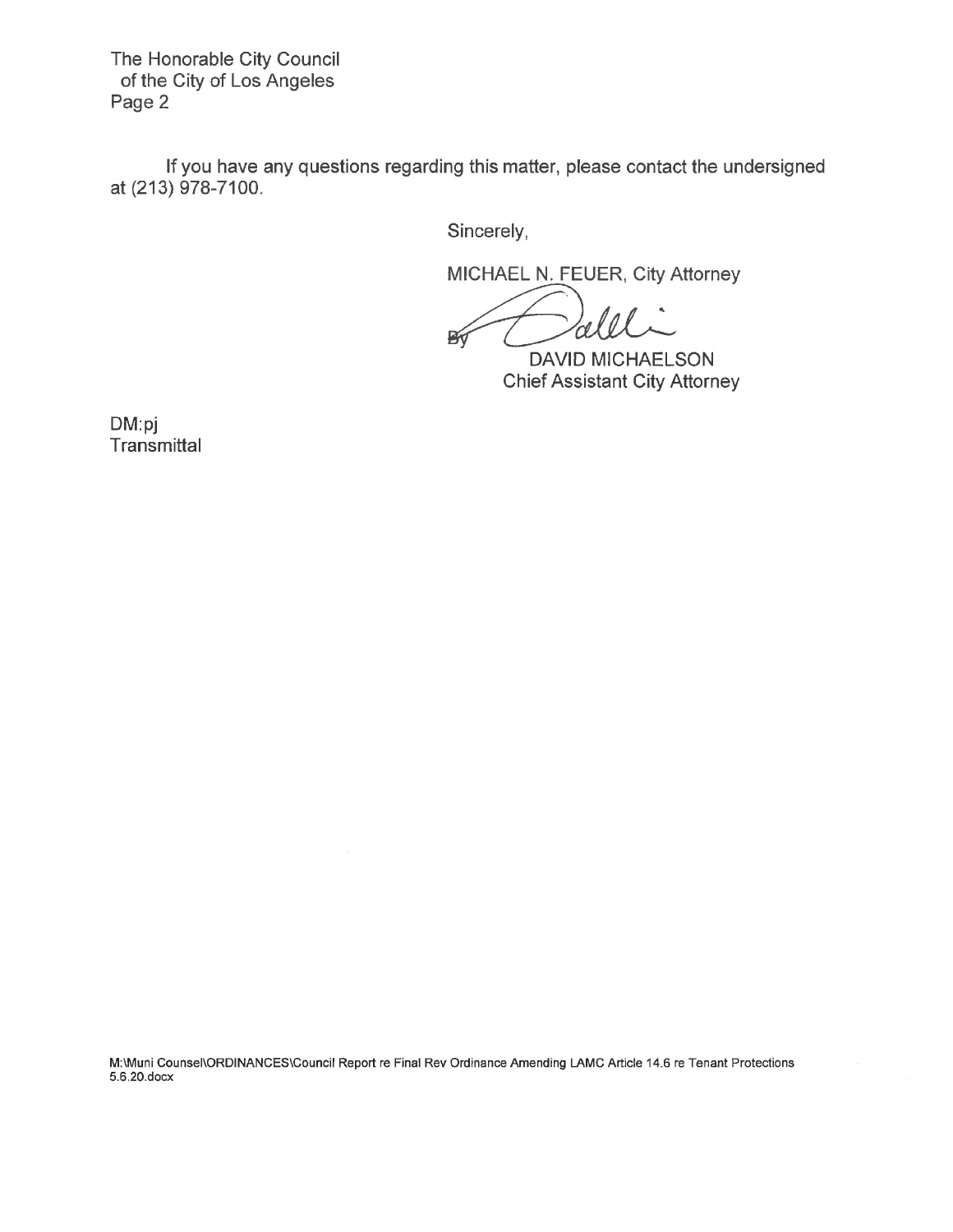The Honorable City Council
of the City of Los Angeles
Page 2

If you have any questions regarding this matter, please contact the undersigned at (213) 978-7100.

Sincerely,

MICHAEL N. FEUER, City Attorney

By

DAVID MICHAELSON
Chief Assistant City Attorney

DM:pj
Transmittal

M:\Muni Counsel\ORDINANCES\Council Report re Final Rev Ordinance Amending LAMC Article 14.6 re Tenant Protections 5.6.20.docx